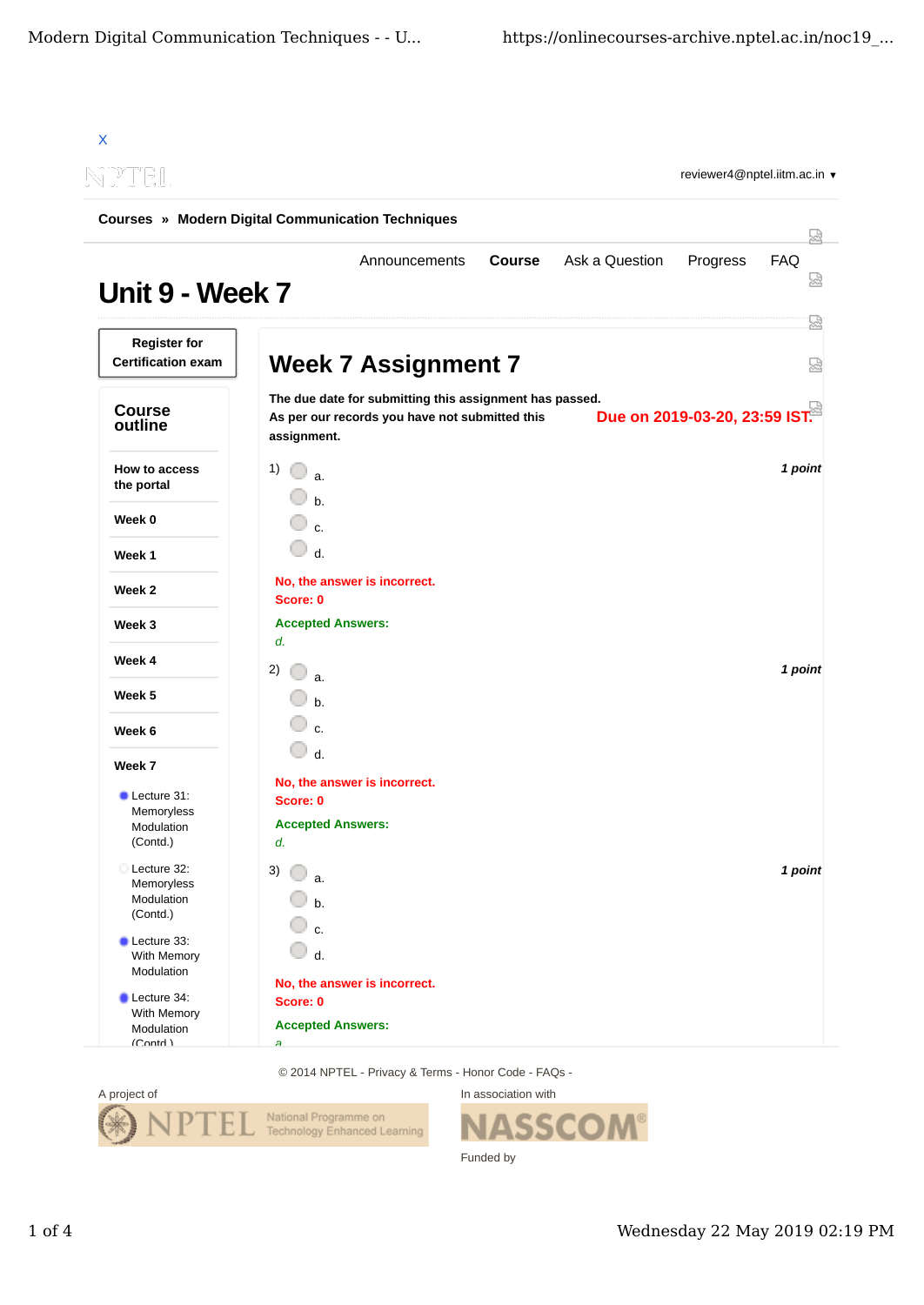X

reviewer4@nptel.iitm.ac.in ▼

Courses » Modern Digital Communication Techniques

Announcements | **Course** | Ask a Question | Progress | FAQ

# Unit 9 - Week 7

**Register for Certification exam**

## Course outline

- **How to access the portal**
- **Week 0**
- **Week 1**
- **Week 2**
- **Week 3**
- **Week 4**
- **Week 5**
- **Week 6**
- **Week 7**
  - Lecture 31: Memoryless Modulation (Contd.)
  - Lecture 32: Memoryless Modulation (Contd.)
  - Lecture 33: With Memory Modulation
  - Lecture 34: With Memory Modulation (Contd.)

## Week 7 Assignment 7

**The due date for submitting this assignment has passed.**
**As per our records you have not submitted this assignment.**

**Due on 2019-03-20, 23:59 IST.**

1) *1 point*

- a.
- b.
- c.
- d.

**No, the answer is incorrect.**
**Score: 0**

**Accepted Answers:**
*d.*

2) *1 point*

- a.
- b.
- c.
- d.

**No, the answer is incorrect.**
**Score: 0**

**Accepted Answers:**
*d.*

3) *1 point*

- a.
- b.
- c.
- d.

**No, the answer is incorrect.**
**Score: 0**

**Accepted Answers:**
*a.*

© 2014 NPTEL - Privacy & Terms - Honor Code - FAQs -

A project of — NPTEL National Programme on Technology Enhanced Learning

In association with — NASSCOM

Funded by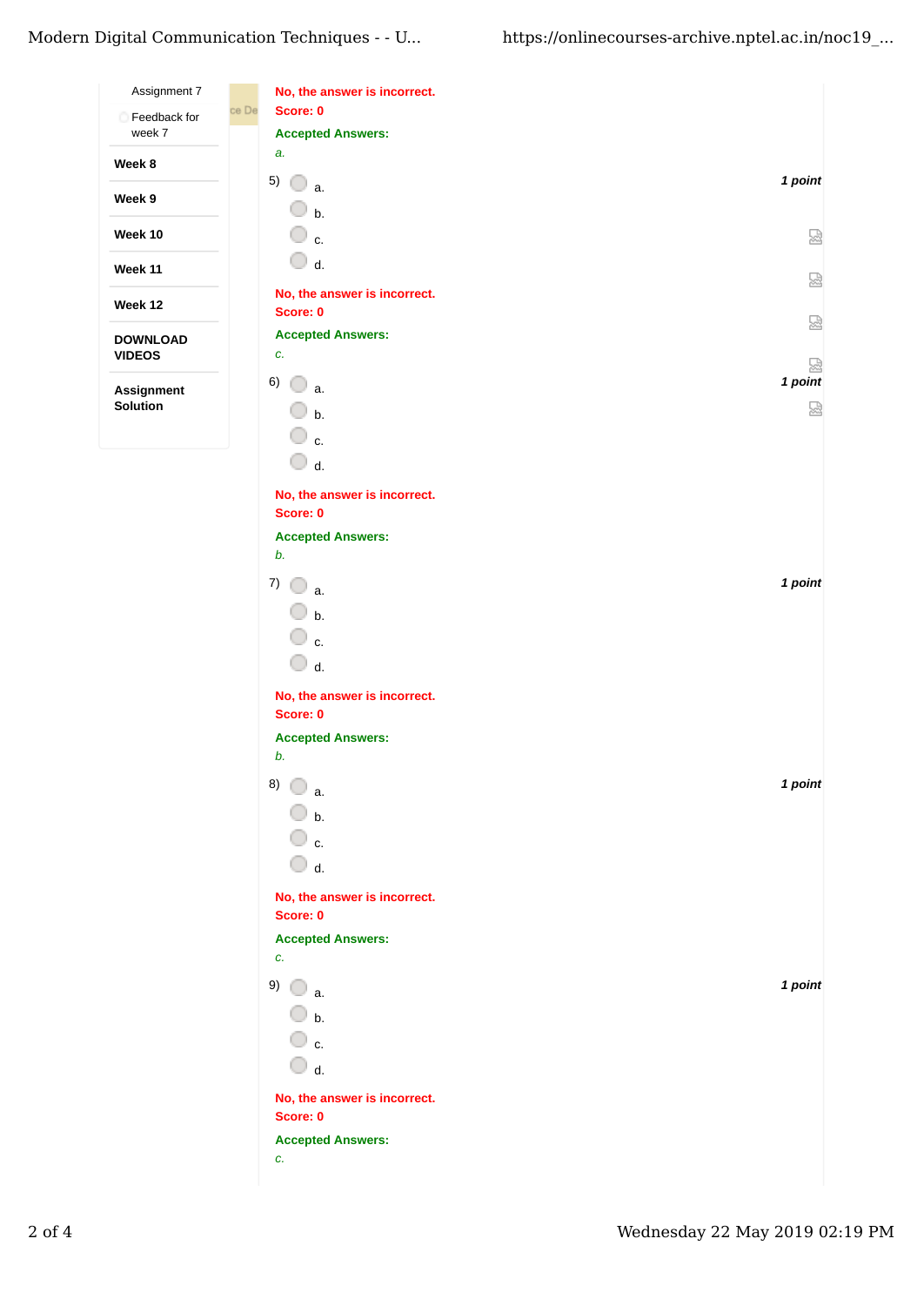- Assignment 7
- Feedback for week 7
- **Week 8**
- **Week 9**
- **Week 10**
- **Week 11**
- **Week 12**
- **DOWNLOAD VIDEOS**
- **Assignment Solution**

**No, the answer is incorrect.**
**Score: 0**

**Accepted Answers:**
*a.*

5) *1 point*

- a.
- b.
- c.
- d.

**No, the answer is incorrect.**
**Score: 0**

**Accepted Answers:**
*c.*

6) *1 point*

- a.
- b.
- c.
- d.

**No, the answer is incorrect.**
**Score: 0**

**Accepted Answers:**
*b.*

7) *1 point*

- a.
- b.
- c.
- d.

**No, the answer is incorrect.**
**Score: 0**

**Accepted Answers:**
*b.*

8) *1 point*

- a.
- b.
- c.
- d.

**No, the answer is incorrect.**
**Score: 0**

**Accepted Answers:**
*c.*

9) *1 point*

- a.
- b.
- c.
- d.

**No, the answer is incorrect.**
**Score: 0**

**Accepted Answers:**
*c.*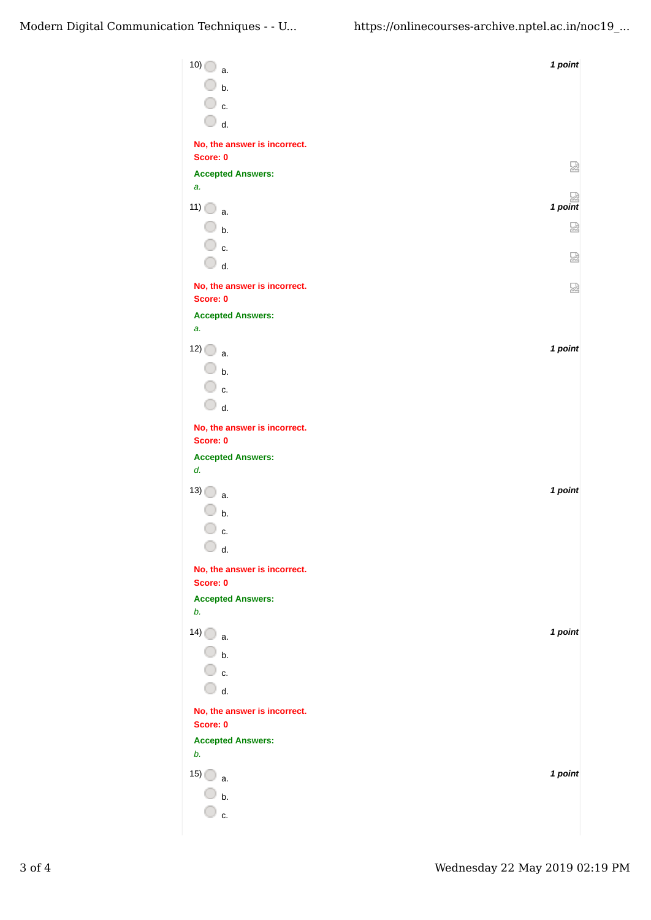10) ○ a.
○ b.
○ c.
○ d.

1 point

**No, the answer is incorrect.**
**Score: 0**

**Accepted Answers:**
*a.*

11) ○ a.
○ b.
○ c.
○ d.

1 point

**No, the answer is incorrect.**
**Score: 0**

**Accepted Answers:**
*a.*

12) ○ a.
○ b.
○ c.
○ d.

1 point

**No, the answer is incorrect.**
**Score: 0**

**Accepted Answers:**
*d.*

13) ○ a.
○ b.
○ c.
○ d.

1 point

**No, the answer is incorrect.**
**Score: 0**

**Accepted Answers:**
*b.*

14) ○ a.
○ b.
○ c.
○ d.

1 point

**No, the answer is incorrect.**
**Score: 0**

**Accepted Answers:**
*b.*

15) ○ a.
○ b.
○ c.

1 point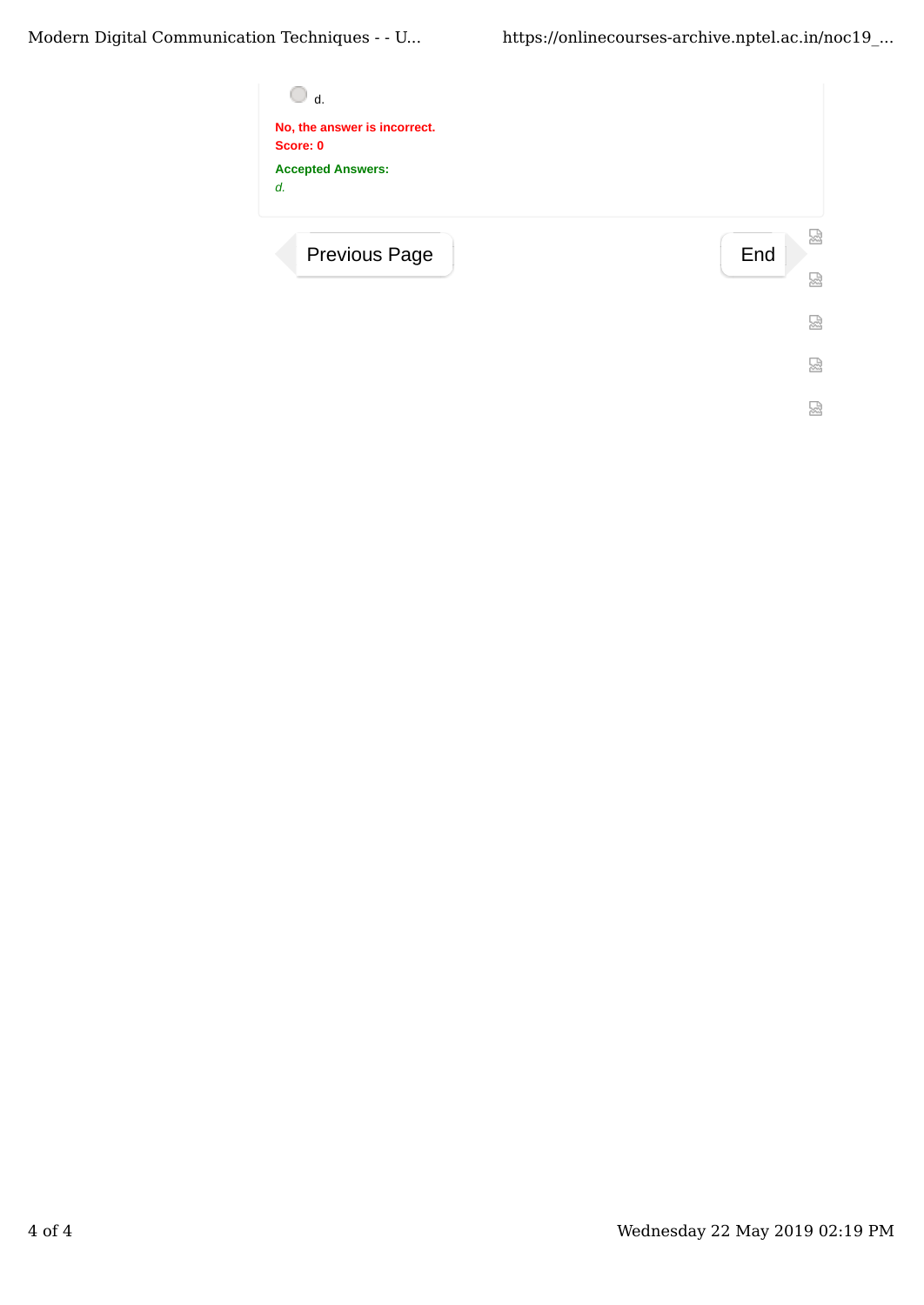d.

**No, the answer is incorrect.**
**Score: 0**

**Accepted Answers:**
*d.*

Previous Page

End